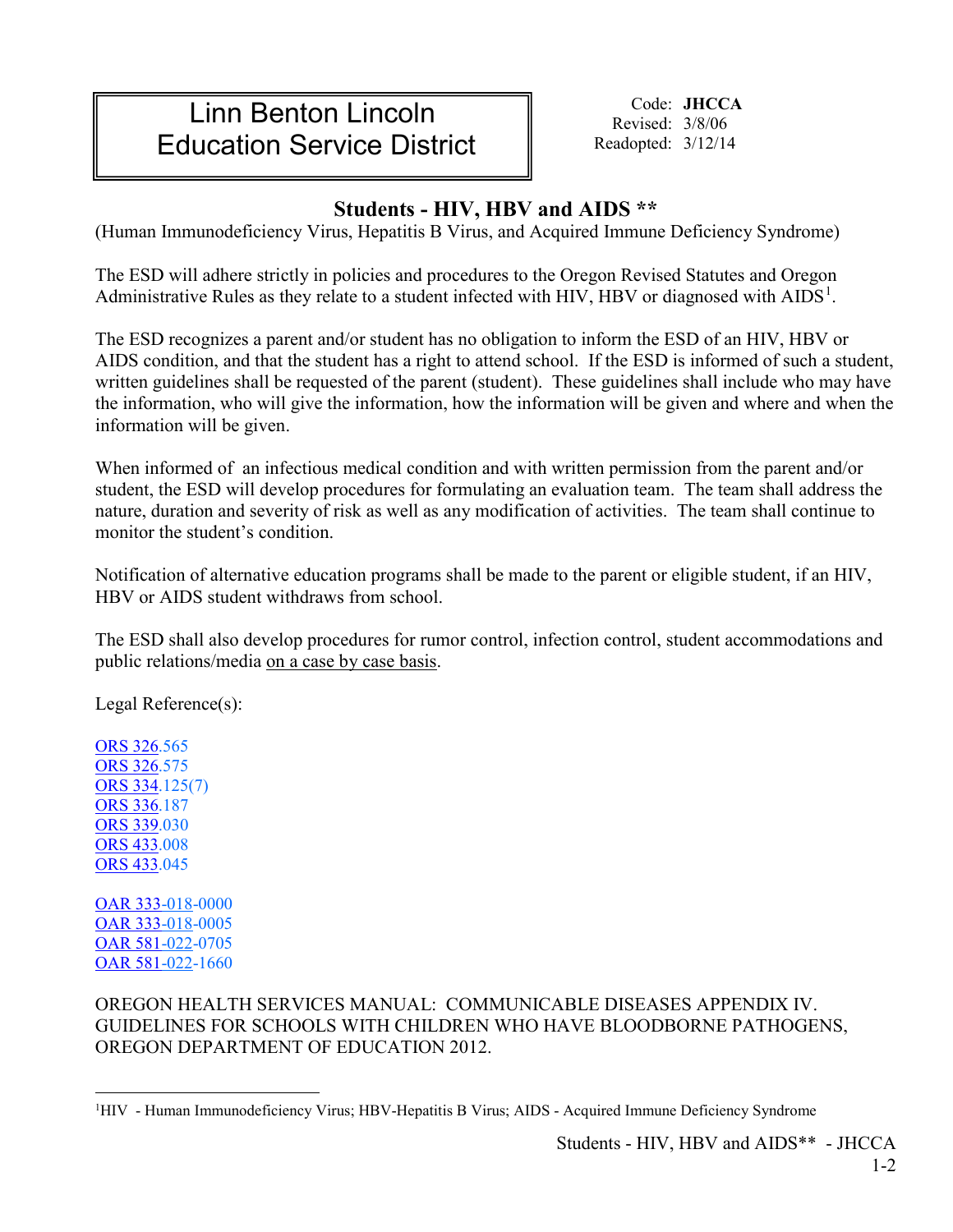# Linn Benton Lincoln Education Service District

Code: **JHCCA**
Revised: 3/8/06
Readopted: 3/12/14

## Students - HIV, HBV and AIDS **

(Human Immunodeficiency Virus, Hepatitis B Virus, and Acquired Immune Deficiency Syndrome)

The ESD will adhere strictly in policies and procedures to the Oregon Revised Statutes and Oregon Administrative Rules as they relate to a student infected with HIV, HBV or diagnosed with AIDS[1].

The ESD recognizes a parent and/or student has no obligation to inform the ESD of an HIV, HBV or AIDS condition, and that the student has a right to attend school. If the ESD is informed of such a student, written guidelines shall be requested of the parent (student). These guidelines shall include who may have the information, who will give the information, how the information will be given and where and when the information will be given.

When informed of an infectious medical condition and with written permission from the parent and/or student, the ESD will develop procedures for formulating an evaluation team. The team shall address the nature, duration and severity of risk as well as any modification of activities. The team shall continue to monitor the student's condition.

Notification of alternative education programs shall be made to the parent or eligible student, if an HIV, HBV or AIDS student withdraws from school.

The ESD shall also develop procedures for rumor control, infection control, student accommodations and public relations/media on a case by case basis.

Legal Reference(s):

ORS 326.565
ORS 326.575
ORS 334.125(7)
ORS 336.187
ORS 339.030
ORS 433.008
ORS 433.045

OAR 333-018-0000
OAR 333-018-0005
OAR 581-022-0705
OAR 581-022-1660

OREGON HEALTH SERVICES MANUAL: COMMUNICABLE DISEASES APPENDIX IV. GUIDELINES FOR SCHOOLS WITH CHILDREN WHO HAVE BLOODBORNE PATHOGENS, OREGON DEPARTMENT OF EDUCATION 2012.

[1] HIV - Human Immunodeficiency Virus; HBV-Hepatitis B Virus; AIDS - Acquired Immune Deficiency Syndrome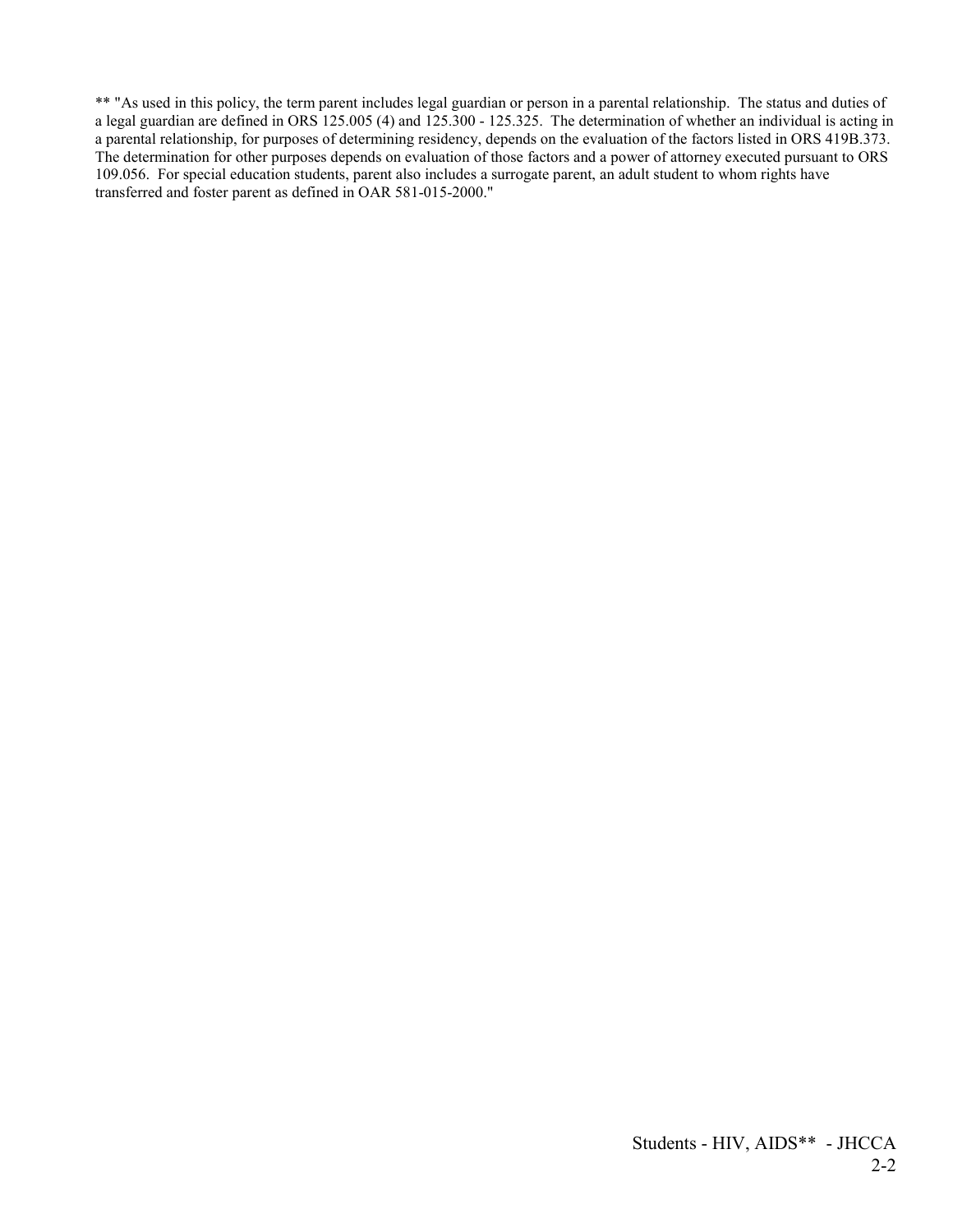** "As used in this policy, the term parent includes legal guardian or person in a parental relationship. The status and duties of a legal guardian are defined in ORS 125.005 (4) and 125.300 - 125.325. The determination of whether an individual is acting in a parental relationship, for purposes of determining residency, depends on the evaluation of the factors listed in ORS 419B.373. The determination for other purposes depends on evaluation of those factors and a power of attorney executed pursuant to ORS 109.056. For special education students, parent also includes a surrogate parent, an adult student to whom rights have transferred and foster parent as defined in OAR 581-015-2000."